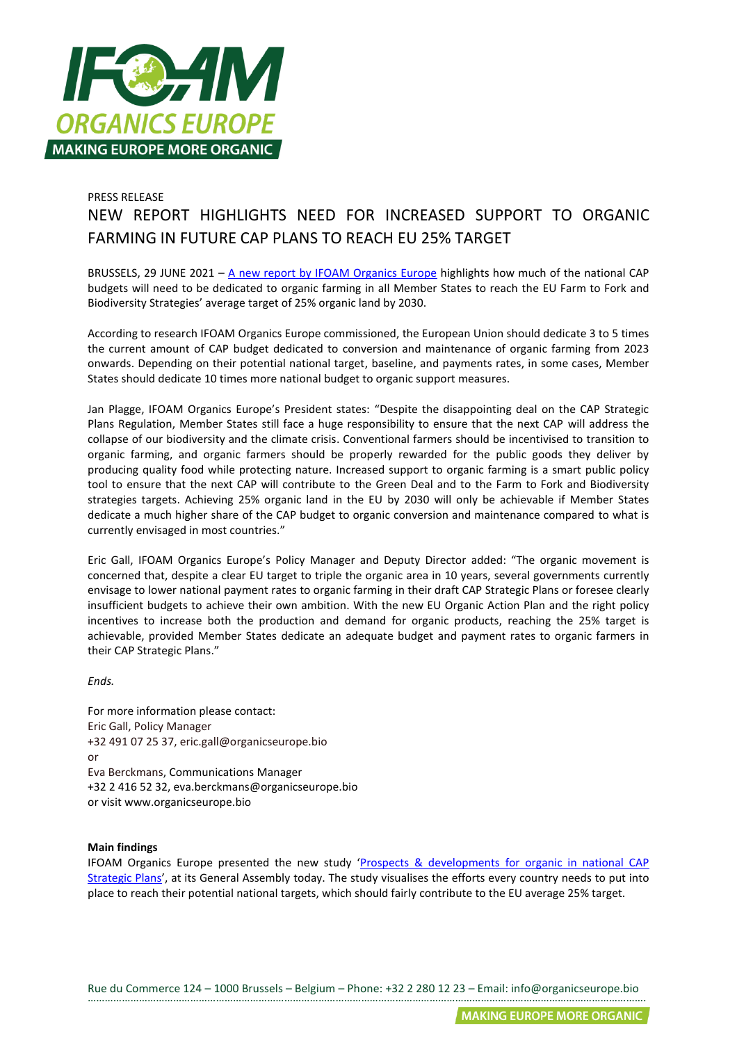PRESS RELEASE

# NEW REPORT HIGHLIGHTS NEED FOR INCREASED SUPPORT TO ORGANIC FARMING IN FUTURE CAP PLANS TO REACH EU 25% TARGET

BRUSSELS, 29 JUNE 2021 – [A new report by IFOAM Organics Europe] highlights how much of the national CAP budgets will need to be dedicated to organic farming in all Member States to reach the EU Farm to Fork and Biodiversity Strategies' average target of 25% organic land by 2030.

According to research IFOAM Organics Europe commissioned, the European Union should dedicate 3 to 5 times the current amount of CAP budget dedicated to conversion and maintenance of organic farming from 2023 onwards. Depending on their potential national target, baseline, and payments rates, in some cases, Member States should dedicate 10 times more national budget to organic support measures.

Jan Plagge, IFOAM Organics Europe's President states: "Despite the disappointing deal on the CAP Strategic Plans Regulation, Member States still face a huge responsibility to ensure that the next CAP will address the collapse of our biodiversity and the climate crisis. Conventional farmers should be incentivised to transition to organic farming, and organic farmers should be properly rewarded for the public goods they deliver by producing quality food while protecting nature. Increased support to organic farming is a smart public policy tool to ensure that the next CAP will contribute to the Green Deal and to the Farm to Fork and Biodiversity strategies targets. Achieving 25% organic land in the EU by 2030 will only be achievable if Member States dedicate a much higher share of the CAP budget to organic conversion and maintenance compared to what is currently envisaged in most countries."

Eric Gall, IFOAM Organics Europe's Policy Manager and Deputy Director added: "The organic movement is concerned that, despite a clear EU target to triple the organic area in 10 years, several governments currently envisage to lower national payment rates to organic farming in their draft CAP Strategic Plans or foresee clearly insufficient budgets to achieve their own ambition. With the new EU Organic Action Plan and the right policy incentives to increase both the production and demand for organic products, reaching the 25% target is achievable, provided Member States dedicate an adequate budget and payment rates to organic farmers in their CAP Strategic Plans."

*Ends.*

For more information please contact:
Eric Gall, Policy Manager
+32 491 07 25 37, eric.gall@organicseurope.bio
or
Eva Berckmans, Communications Manager
+32 2 416 52 32, eva.berckmans@organicseurope.bio
or visit www.organicseurope.bio

**Main findings**

IFOAM Organics Europe presented the new study '[Prospects & developments for organic in national CAP Strategic Plans]', at its General Assembly today. The study visualises the efforts every country needs to put into place to reach their potential national targets, which should fairly contribute to the EU average 25% target.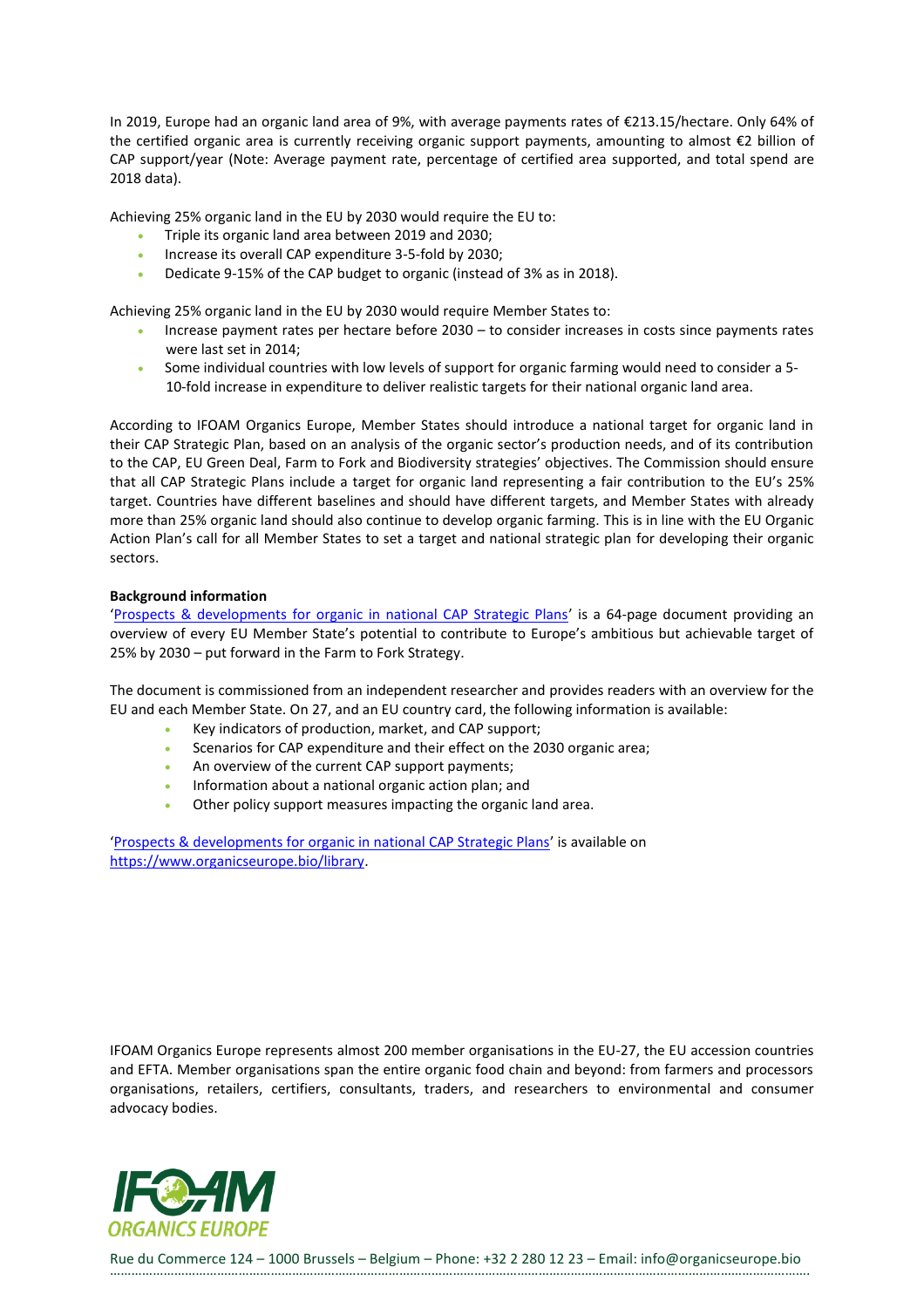In 2019, Europe had an organic land area of 9%, with average payments rates of €213.15/hectare. Only 64% of the certified organic area is currently receiving organic support payments, amounting to almost €2 billion of CAP support/year (Note: Average payment rate, percentage of certified area supported, and total spend are 2018 data).

Achieving 25% organic land in the EU by 2030 would require the EU to:

- Triple its organic land area between 2019 and 2030;
- Increase its overall CAP expenditure 3-5-fold by 2030;
- Dedicate 9-15% of the CAP budget to organic (instead of 3% as in 2018).

Achieving 25% organic land in the EU by 2030 would require Member States to:

- Increase payment rates per hectare before 2030 – to consider increases in costs since payments rates were last set in 2014;
- Some individual countries with low levels of support for organic farming would need to consider a 5-10-fold increase in expenditure to deliver realistic targets for their national organic land area.

According to IFOAM Organics Europe, Member States should introduce a national target for organic land in their CAP Strategic Plan, based on an analysis of the organic sector's production needs, and of its contribution to the CAP, EU Green Deal, Farm to Fork and Biodiversity strategies' objectives. The Commission should ensure that all CAP Strategic Plans include a target for organic land representing a fair contribution to the EU's 25% target. Countries have different baselines and should have different targets, and Member States with already more than 25% organic land should also continue to develop organic farming. This is in line with the EU Organic Action Plan's call for all Member States to set a target and national strategic plan for developing their organic sectors.

**Background information**

'Prospects & developments for organic in national CAP Strategic Plans' is a 64-page document providing an overview of every EU Member State's potential to contribute to Europe's ambitious but achievable target of 25% by 2030 – put forward in the Farm to Fork Strategy.

The document is commissioned from an independent researcher and provides readers with an overview for the EU and each Member State. On 27, and an EU country card, the following information is available:

- Key indicators of production, market, and CAP support;
- Scenarios for CAP expenditure and their effect on the 2030 organic area;
- An overview of the current CAP support payments;
- Information about a national organic action plan; and
- Other policy support measures impacting the organic land area.

'Prospects & developments for organic in national CAP Strategic Plans' is available on https://www.organicseurope.bio/library.

IFOAM Organics Europe represents almost 200 member organisations in the EU-27, the EU accession countries and EFTA. Member organisations span the entire organic food chain and beyond: from farmers and processors organisations, retailers, certifiers, consultants, traders, and researchers to environmental and consumer advocacy bodies.

IFOAM ORGANICS EUROPE

Rue du Commerce 124 – 1000 Brussels – Belgium – Phone: +32 2 280 12 23 – Email: info@organicseurope.bio